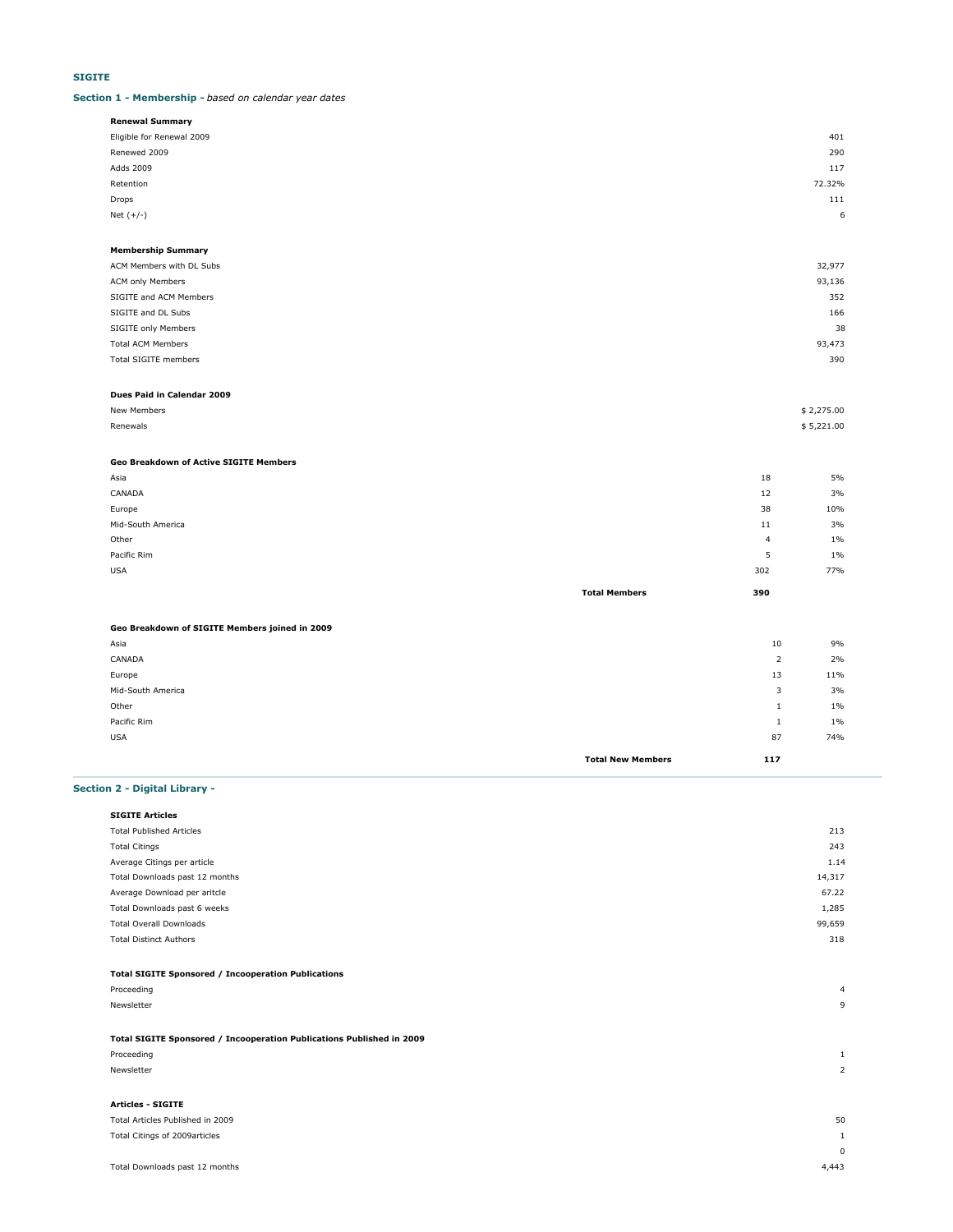**SIGITE**

## Section 1 - Membership - *based on calendar year dates*

**Renewal Summary**

| | |
|---|---|
| Eligible for Renewal 2009 | 401 |
| Renewed 2009 | 290 |
| Adds 2009 | 117 |
| Retention | 72.32% |
| Drops | 111 |
| Net (+/-) | 6 |

**Membership Summary**

| | |
|---|---|
| ACM Members with DL Subs | 32,977 |
| ACM only Members | 93,136 |
| SIGITE and ACM Members | 352 |
| SIGITE and DL Subs | 166 |
| SIGITE only Members | 38 |
| Total ACM Members | 93,473 |
| Total SIGITE members | 390 |

**Dues Paid in Calendar 2009**

| | |
|---|---|
| New Members | $ 2,275.00 |
| Renewals | $ 5,221.00 |

**Geo Breakdown of Active SIGITE Members**

| | | | |
|---|---|---|---|
| Asia | | 18 | 5% |
| CANADA | | 12 | 3% |
| Europe | | 38 | 10% |
| Mid-South America | | 11 | 3% |
| Other | | 4 | 1% |
| Pacific Rim | | 5 | 1% |
| USA | | 302 | 77% |
| | **Total Members** | **390** | |

**Geo Breakdown of SIGITE Members joined in 2009**

| | | | |
|---|---|---|---|
| Asia | | 10 | 9% |
| CANADA | | 2 | 2% |
| Europe | | 13 | 11% |
| Mid-South America | | 3 | 3% |
| Other | | 1 | 1% |
| Pacific Rim | | 1 | 1% |
| USA | | 87 | 74% |
| | **Total New Members** | **117** | |

## Section 2 - Digital Library -

**SIGITE Articles**

| | |
|---|---|
| Total Published Articles | 213 |
| Total Citings | 243 |
| Average Citings per article | 1.14 |
| Total Downloads past 12 months | 14,317 |
| Average Download per aritcle | 67.22 |
| Total Downloads past 6 weeks | 1,285 |
| Total Overall Downloads | 99,659 |
| Total Distinct Authors | 318 |

**Total SIGITE Sponsored / Incooperation Publications**

| | |
|---|---|
| Proceeding | 4 |
| Newsletter | 9 |

**Total SIGITE Sponsored / Incooperation Publications Published in 2009**

| | |
|---|---|
| Proceeding | 1 |
| Newsletter | 2 |

**Articles - SIGITE**

| | |
|---|---|
| Total Articles Published in 2009 | 50 |
| Total Citings of 2009articles | 1 |
| | 0 |
| Total Downloads past 12 months | 4,443 |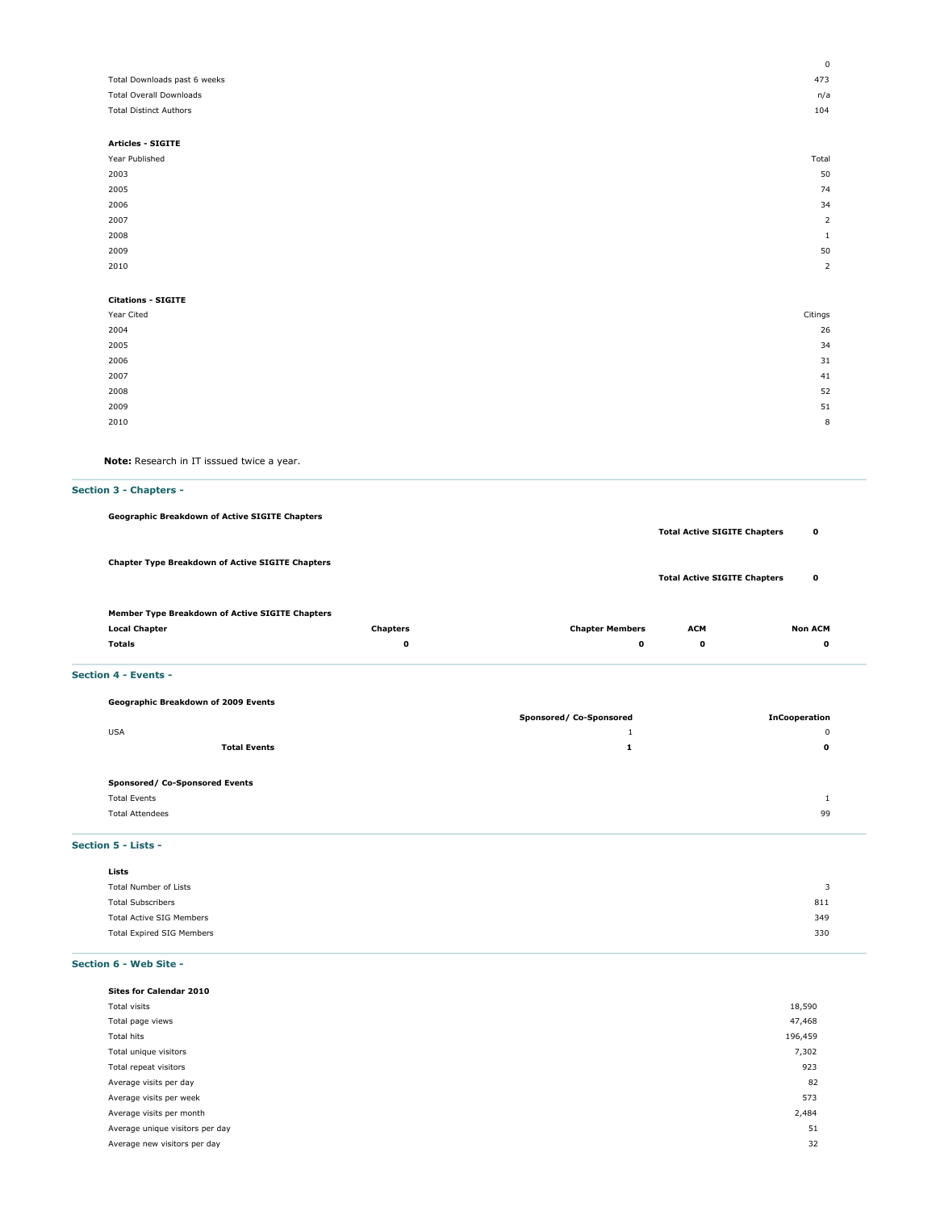| | 0 |
|---|---|
| Total Downloads past 6 weeks | 473 |
| Total Overall Downloads | n/a |
| Total Distinct Authors | 104 |

**Articles - SIGITE**

| Year Published | Total |
|---|---|
| 2003 | 50 |
| 2005 | 74 |
| 2006 | 34 |
| 2007 | 2 |
| 2008 | 1 |
| 2009 | 50 |
| 2010 | 2 |

**Citations - SIGITE**

| Year Cited | Citings |
|---|---|
| 2004 | 26 |
| 2005 | 34 |
| 2006 | 31 |
| 2007 | 41 |
| 2008 | 52 |
| 2009 | 51 |
| 2010 | 8 |

**Note:** Research in IT isssued twice a year.

## Section 3 - Chapters -

**Geographic Breakdown of Active SIGITE Chapters**

**Total Active SIGITE Chapters** **0**

**Chapter Type Breakdown of Active SIGITE Chapters**

**Total Active SIGITE Chapters** **0**

**Member Type Breakdown of Active SIGITE Chapters**

| Local Chapter | Chapters | Chapter Members | ACM | Non ACM |
|---|---|---|---|---|
| **Totals** | **0** | **0** | **0** | **0** |

## Section 4 - Events -

**Geographic Breakdown of 2009 Events**

| | Sponsored/ Co-Sponsored | InCooperation |
|---|---|---|
| USA | 1 | 0 |
| **Total Events** | **1** | **0** |

**Sponsored/ Co-Sponsored Events**

| | |
|---|---|
| Total Events | 1 |
| Total Attendees | 99 |

## Section 5 - Lists -

**Lists**

| | |
|---|---|
| Total Number of Lists | 3 |
| Total Subscribers | 811 |
| Total Active SIG Members | 349 |
| Total Expired SIG Members | 330 |

## Section 6 - Web Site -

**Sites for Calendar 2010**

| | |
|---|---|
| Total visits | 18,590 |
| Total page views | 47,468 |
| Total hits | 196,459 |
| Total unique visitors | 7,302 |
| Total repeat visitors | 923 |
| Average visits per day | 82 |
| Average visits per week | 573 |
| Average visits per month | 2,484 |
| Average unique visitors per day | 51 |
| Average new visitors per day | 32 |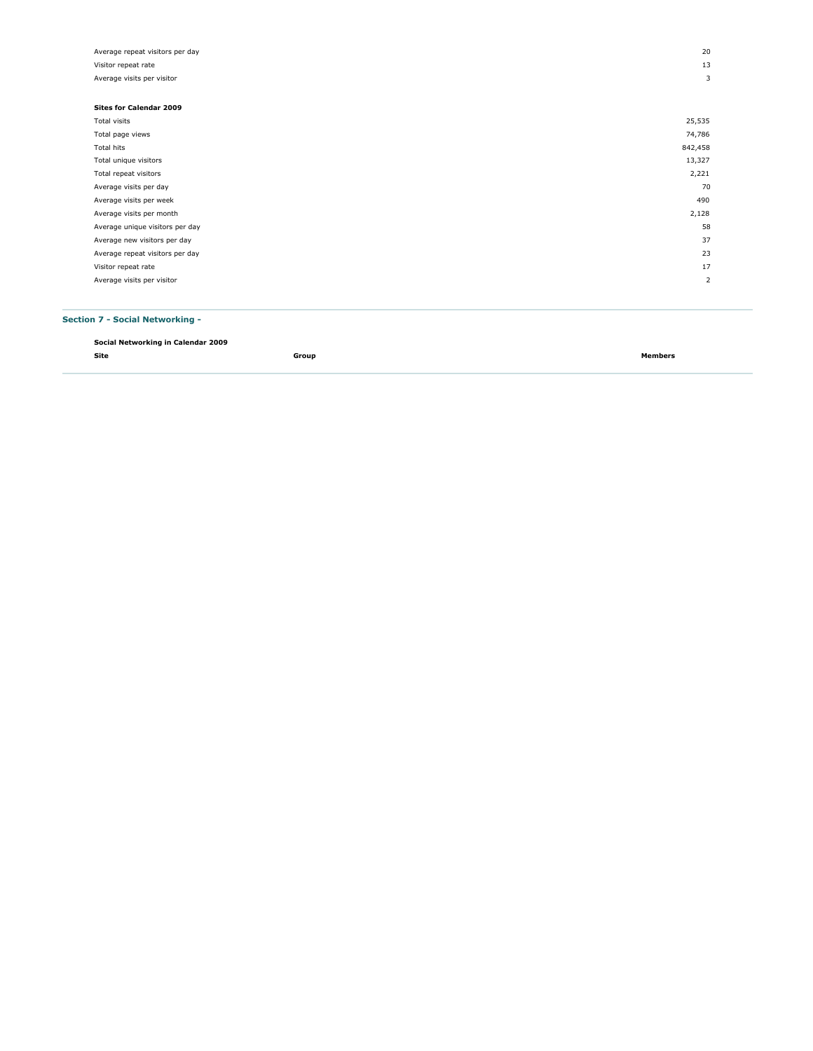| | |
|---|---|
| Average repeat visitors per day | 20 |
| Visitor repeat rate | 13 |
| Average visits per visitor | 3 |

**Sites for Calendar 2009**

| | |
|---|---|
| Total visits | 25,535 |
| Total page views | 74,786 |
| Total hits | 842,458 |
| Total unique visitors | 13,327 |
| Total repeat visitors | 2,221 |
| Average visits per day | 70 |
| Average visits per week | 490 |
| Average visits per month | 2,128 |
| Average unique visitors per day | 58 |
| Average new visitors per day | 37 |
| Average repeat visitors per day | 23 |
| Visitor repeat rate | 17 |
| Average visits per visitor | 2 |

## Section 7 - Social Networking -

**Social Networking in Calendar 2009**

| Site | Group | Members |
|---|---|---|